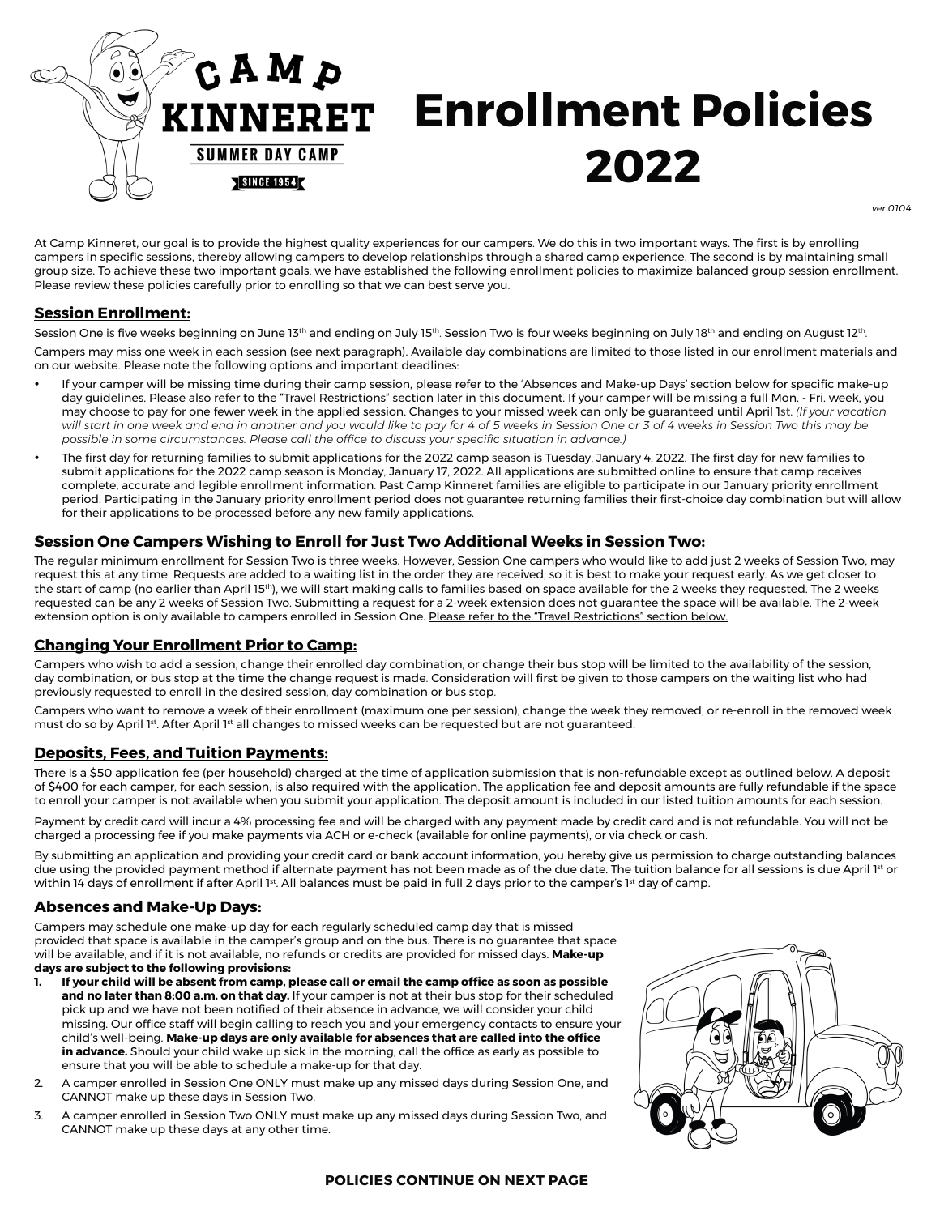# Enrollment Policies 2022

*ver.0104*

At Camp Kinneret, our goal is to provide the highest quality experiences for our campers. We do this in two important ways. The first is by enrolling campers in specific sessions, thereby allowing campers to develop relationships through a shared camp experience. The second is by maintaining small group size. To achieve these two important goals, we have established the following enrollment policies to maximize balanced group session enrollment. Please review these policies carefully prior to enrolling so that we can best serve you.

## Session Enrollment:

Session One is five weeks beginning on June 13th and ending on July 15th. Session Two is four weeks beginning on July 18th and ending on August 12th.

Campers may miss one week in each session (see next paragraph). Available day combinations are limited to those listed in our enrollment materials and on our website. Please note the following options and important deadlines:

- If your camper will be missing time during their camp session, please refer to the 'Absences and Make-up Days' section below for specific make-up day guidelines. Please also refer to the "Travel Restrictions" section later in this document. If your camper will be missing a full Mon. - Fri. week, you may choose to pay for one fewer week in the applied session. Changes to your missed week can only be guaranteed until April 1st. *(If your vacation will start in one week and end in another and you would like to pay for 4 of 5 weeks in Session One or 3 of 4 weeks in Session Two this may be possible in some circumstances. Please call the office to discuss your specific situation in advance.)*
- The first day for returning families to submit applications for the 2022 camp season is Tuesday, January 4, 2022. The first day for new families to submit applications for the 2022 camp season is Monday, January 17, 2022. All applications are submitted online to ensure that camp receives complete, accurate and legible enrollment information. Past Camp Kinneret families are eligible to participate in our January priority enrollment period. Participating in the January priority enrollment period does not guarantee returning families their first-choice day combination but will allow for their applications to be processed before any new family applications.

## Session One Campers Wishing to Enroll for Just Two Additional Weeks in Session Two:

The regular minimum enrollment for Session Two is three weeks. However, Session One campers who would like to add just 2 weeks of Session Two, may request this at any time. Requests are added to a waiting list in the order they are received, so it is best to make your request early. As we get closer to the start of camp (no earlier than April 15th), we will start making calls to families based on space available for the 2 weeks they requested. The 2 weeks requested can be any 2 weeks of Session Two. Submitting a request for a 2-week extension does not guarantee the space will be available. The 2-week extension option is only available to campers enrolled in Session One. Please refer to the "Travel Restrictions" section below.

## Changing Your Enrollment Prior to Camp:

Campers who wish to add a session, change their enrolled day combination, or change their bus stop will be limited to the availability of the session, day combination, or bus stop at the time the change request is made. Consideration will first be given to those campers on the waiting list who had previously requested to enroll in the desired session, day combination or bus stop.

Campers who want to remove a week of their enrollment (maximum one per session), change the week they removed, or re-enroll in the removed week must do so by April 1st. After April 1st all changes to missed weeks can be requested but are not guaranteed.

## Deposits, Fees, and Tuition Payments:

There is a $50 application fee (per household) charged at the time of application submission that is non-refundable except as outlined below. A deposit of $400 for each camper, for each session, is also required with the application. The application fee and deposit amounts are fully refundable if the space to enroll your camper is not available when you submit your application. The deposit amount is included in our listed tuition amounts for each session.

Payment by credit card will incur a 4% processing fee and will be charged with any payment made by credit card and is not refundable. You will not be charged a processing fee if you make payments via ACH or e-check (available for online payments), or via check or cash.

By submitting an application and providing your credit card or bank account information, you hereby give us permission to charge outstanding balances due using the provided payment method if alternate payment has not been made as of the due date. The tuition balance for all sessions is due April 1st or within 14 days of enrollment if after April 1st. All balances must be paid in full 2 days prior to the camper's 1st day of camp.

## Absences and Make-Up Days:

Campers may schedule one make-up day for each regularly scheduled camp day that is missed provided that space is available in the camper's group and on the bus. There is no guarantee that space will be available, and if it is not available, no refunds or credits are provided for missed days. **Make-up days are subject to the following provisions:**

1. **If your child will be absent from camp, please call or email the camp office as soon as possible and no later than 8:00 a.m. on that day.** If your camper is not at their bus stop for their scheduled pick up and we have not been notified of their absence in advance, we will consider your child missing. Our office staff will begin calling to reach you and your emergency contacts to ensure your child's well-being. **Make-up days are only available for absences that are called into the office in advance.** Should your child wake up sick in the morning, call the office as early as possible to ensure that you will be able to schedule a make-up for that day.
2. A camper enrolled in Session One ONLY must make up any missed days during Session One, and CANNOT make up these days in Session Two.
3. A camper enrolled in Session Two ONLY must make up any missed days during Session Two, and CANNOT make up these days at any other time.

**POLICIES CONTINUE ON NEXT PAGE**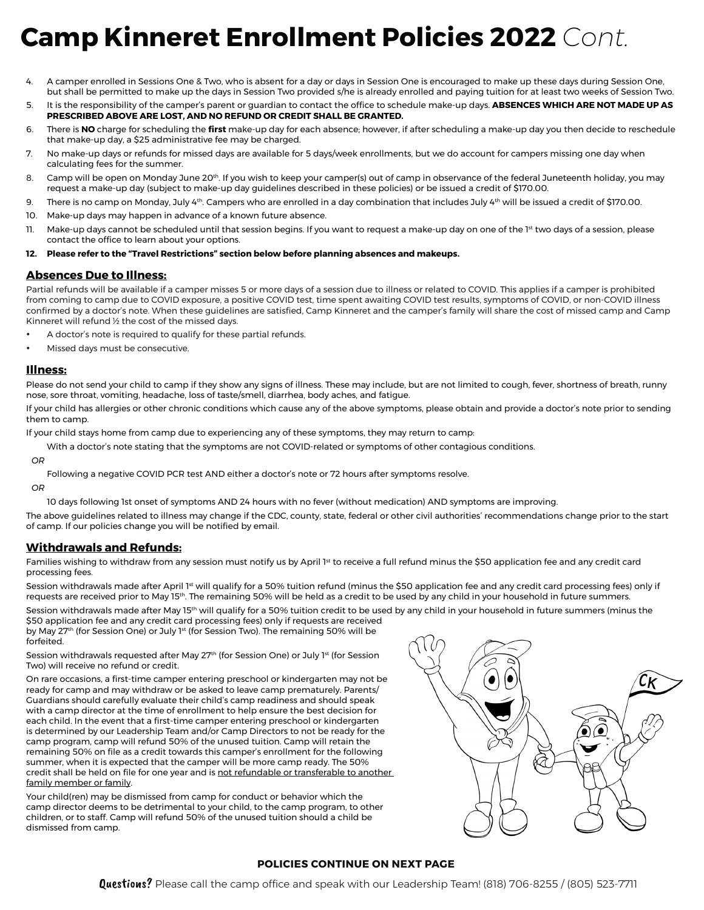# **Camp Kinneret Enrollment Policies 2022** *Cont.*

4. A camper enrolled in Sessions One & Two, who is absent for a day or days in Session One is encouraged to make up these days during Session One, but shall be permitted to make up the days in Session Two provided s/he is already enrolled and paying tuition for at least two weeks of Session Two.
5. It is the responsibility of the camper's parent or guardian to contact the office to schedule make-up days. **ABSENCES WHICH ARE NOT MADE UP AS PRESCRIBED ABOVE ARE LOST, AND NO REFUND OR CREDIT SHALL BE GRANTED.**
6. There is **NO** charge for scheduling the **first** make-up day for each absence; however, if after scheduling a make-up day you then decide to reschedule that make-up day, a $25 administrative fee may be charged.
7. No make-up days or refunds for missed days are available for 5 days/week enrollments, but we do account for campers missing one day when calculating fees for the summer.
8. Camp will be open on Monday June 20th. If you wish to keep your camper(s) out of camp in observance of the federal Juneteenth holiday, you may request a make-up day (subject to make-up day guidelines described in these policies) or be issued a credit of $170.00.
9. There is no camp on Monday, July 4th. Campers who are enrolled in a day combination that includes July 4th will be issued a credit of $170.00.
10. Make-up days may happen in advance of a known future absence.
11. Make-up days cannot be scheduled until that session begins. If you want to request a make-up day on one of the 1st two days of a session, please contact the office to learn about your options.
12. **Please refer to the "Travel Restrictions" section below before planning absences and makeups.**

## **Absences Due to Illness:**

Partial refunds will be available if a camper misses 5 or more days of a session due to illness or related to COVID. This applies if a camper is prohibited from coming to camp due to COVID exposure, a positive COVID test, time spent awaiting COVID test results, symptoms of COVID, or non-COVID illness confirmed by a doctor's note. When these guidelines are satisfied, Camp Kinneret and the camper's family will share the cost of missed camp and Camp Kinneret will refund ½ the cost of the missed days.

- A doctor's note is required to qualify for these partial refunds.
- Missed days must be consecutive.

## **Illness:**

Please do not send your child to camp if they show any signs of illness. These may include, but are not limited to cough, fever, shortness of breath, runny nose, sore throat, vomiting, headache, loss of taste/smell, diarrhea, body aches, and fatigue.

If your child has allergies or other chronic conditions which cause any of the above symptoms, please obtain and provide a doctor's note prior to sending them to camp.

If your child stays home from camp due to experiencing any of these symptoms, they may return to camp:

With a doctor's note stating that the symptoms are not COVID-related or symptoms of other contagious conditions.

*OR*

Following a negative COVID PCR test AND either a doctor's note or 72 hours after symptoms resolve.

*OR*

10 days following 1st onset of symptoms AND 24 hours with no fever (without medication) AND symptoms are improving.

The above guidelines related to illness may change if the CDC, county, state, federal or other civil authorities' recommendations change prior to the start of camp. If our policies change you will be notified by email.

## **Withdrawals and Refunds:**

Families wishing to withdraw from any session must notify us by April 1st to receive a full refund minus the $50 application fee and any credit card processing fees.

Session withdrawals made after April 1st will qualify for a 50% tuition refund (minus the $50 application fee and any credit card processing fees) only if requests are received prior to May 15th. The remaining 50% will be held as a credit to be used by any child in your household in future summers.

Session withdrawals made after May 15th will qualify for a 50% tuition credit to be used by any child in your household in future summers (minus the $50 application fee and any credit card processing fees) only if requests are received by May 27th (for Session One) or July 1st (for Session Two). The remaining 50% will be forfeited.

Session withdrawals requested after May 27th (for Session One) or July 1st (for Session Two) will receive no refund or credit.

On rare occasions, a first-time camper entering preschool or kindergarten may not be ready for camp and may withdraw or be asked to leave camp prematurely. Parents/Guardians should carefully evaluate their child's camp readiness and should speak with a camp director at the time of enrollment to help ensure the best decision for each child. In the event that a first-time camper entering preschool or kindergarten is determined by our Leadership Team and/or Camp Directors to not be ready for the camp program, camp will refund 50% of the unused tuition. Camp will retain the remaining 50% on file as a credit towards this camper's enrollment for the following summer, when it is expected that the camper will be more camp ready. The 50% credit shall be held on file for one year and is not refundable or transferable to another family member or family.

Your child(ren) may be dismissed from camp for conduct or behavior which the camp director deems to be detrimental to your child, to the camp program, to other children, or to staff. Camp will refund 50% of the unused tuition should a child be dismissed from camp.

**POLICIES CONTINUE ON NEXT PAGE**

**Questions?** Please call the camp office and speak with our Leadership Team! (818) 706-8255 / (805) 523-7711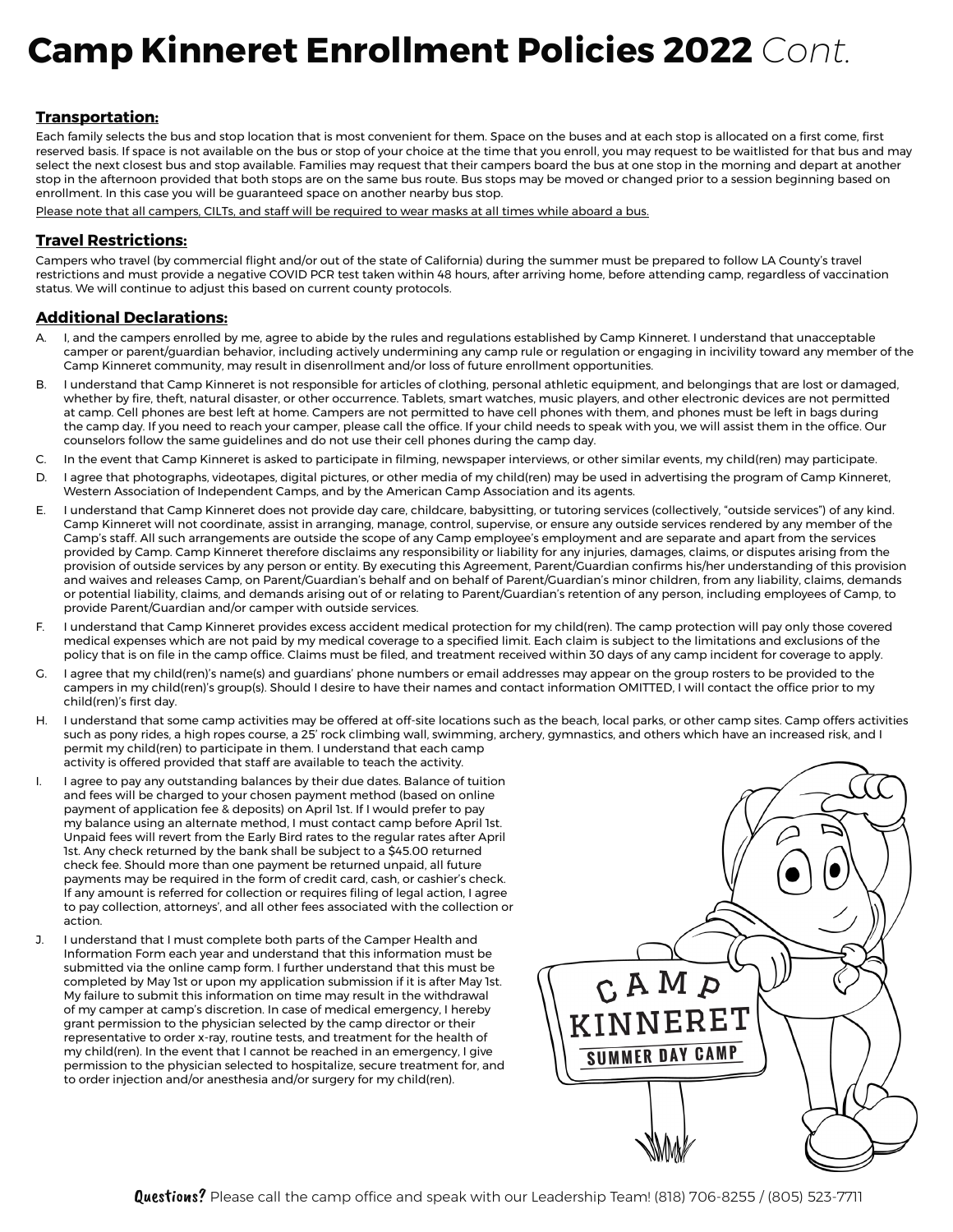# Camp Kinneret Enrollment Policies 2022 *Cont.*

## Transportation:

Each family selects the bus and stop location that is most convenient for them. Space on the buses and at each stop is allocated on a first come, first reserved basis. If space is not available on the bus or stop of your choice at the time that you enroll, you may request to be waitlisted for that bus and may select the next closest bus and stop available. Families may request that their campers board the bus at one stop in the morning and depart at another stop in the afternoon provided that both stops are on the same bus route. Bus stops may be moved or changed prior to a session beginning based on enrollment. In this case you will be guaranteed space on another nearby bus stop.

Please note that all campers, CILTs, and staff will be required to wear masks at all times while aboard a bus.

## Travel Restrictions:

Campers who travel (by commercial flight and/or out of the state of California) during the summer must be prepared to follow LA County's travel restrictions and must provide a negative COVID PCR test taken within 48 hours, after arriving home, before attending camp, regardless of vaccination status. We will continue to adjust this based on current county protocols.

## Additional Declarations:

A. I, and the campers enrolled by me, agree to abide by the rules and regulations established by Camp Kinneret. I understand that unacceptable camper or parent/guardian behavior, including actively undermining any camp rule or regulation or engaging in incivility toward any member of the Camp Kinneret community, may result in disenrollment and/or loss of future enrollment opportunities.

B. I understand that Camp Kinneret is not responsible for articles of clothing, personal athletic equipment, and belongings that are lost or damaged, whether by fire, theft, natural disaster, or other occurrence. Tablets, smart watches, music players, and other electronic devices are not permitted at camp. Cell phones are best left at home. Campers are not permitted to have cell phones with them, and phones must be left in bags during the camp day. If you need to reach your camper, please call the office. If your child needs to speak with you, we will assist them in the office. Our counselors follow the same guidelines and do not use their cell phones during the camp day.

C. In the event that Camp Kinneret is asked to participate in filming, newspaper interviews, or other similar events, my child(ren) may participate.

D. I agree that photographs, videotapes, digital pictures, or other media of my child(ren) may be used in advertising the program of Camp Kinneret, Western Association of Independent Camps, and by the American Camp Association and its agents.

E. I understand that Camp Kinneret does not provide day care, childcare, babysitting, or tutoring services (collectively, "outside services") of any kind. Camp Kinneret will not coordinate, assist in arranging, manage, control, supervise, or ensure any outside services rendered by any member of the Camp's staff. All such arrangements are outside the scope of any Camp employee's employment and are separate and apart from the services provided by Camp. Camp Kinneret therefore disclaims any responsibility or liability for any injuries, damages, claims, or disputes arising from the provision of outside services by any person or entity. By executing this Agreement, Parent/Guardian confirms his/her understanding of this provision and waives and releases Camp, on Parent/Guardian's behalf and on behalf of Parent/Guardian's minor children, from any liability, claims, demands or potential liability, claims, and demands arising out of or relating to Parent/Guardian's retention of any person, including employees of Camp, to provide Parent/Guardian and/or camper with outside services.

F. I understand that Camp Kinneret provides excess accident medical protection for my child(ren). The camp protection will pay only those covered medical expenses which are not paid by my medical coverage to a specified limit. Each claim is subject to the limitations and exclusions of the policy that is on file in the camp office. Claims must be filed, and treatment received within 30 days of any camp incident for coverage to apply.

G. I agree that my child(ren)'s name(s) and guardians' phone numbers or email addresses may appear on the group rosters to be provided to the campers in my child(ren)'s group(s). Should I desire to have their names and contact information OMITTED, I will contact the office prior to my child(ren)'s first day.

H. I understand that some camp activities may be offered at off-site locations such as the beach, local parks, or other camp sites. Camp offers activities such as pony rides, a high ropes course, a 25' rock climbing wall, swimming, archery, gymnastics, and others which have an increased risk, and I permit my child(ren) to participate in them. I understand that each camp activity is offered provided that staff are available to teach the activity.

I. I agree to pay any outstanding balances by their due dates. Balance of tuition and fees will be charged to your chosen payment method (based on online payment of application fee & deposits) on April 1st. If I would prefer to pay my balance using an alternate method, I must contact camp before April 1st. Unpaid fees will revert from the Early Bird rates to the regular rates after April 1st. Any check returned by the bank shall be subject to a $45.00 returned check fee. Should more than one payment be returned unpaid, all future payments may be required in the form of credit card, cash, or cashier's check. If any amount is referred for collection or requires filing of legal action, I agree to pay collection, attorneys', and all other fees associated with the collection or action.

J. I understand that I must complete both parts of the Camper Health and Information Form each year and understand that this information must be submitted via the online camp form. I further understand that this must be completed by May 1st or upon my application submission if it is after May 1st. My failure to submit this information on time may result in the withdrawal of my camper at camp's discretion. In case of medical emergency, I hereby grant permission to the physician selected by the camp director or their representative to order x-ray, routine tests, and treatment for the health of my child(ren). In the event that I cannot be reached in an emergency, I give permission to the physician selected to hospitalize, secure treatment for, and to order injection and/or anesthesia and/or surgery for my child(ren).

**Questions?** Please call the camp office and speak with our Leadership Team! (818) 706-8255 / (805) 523-7711